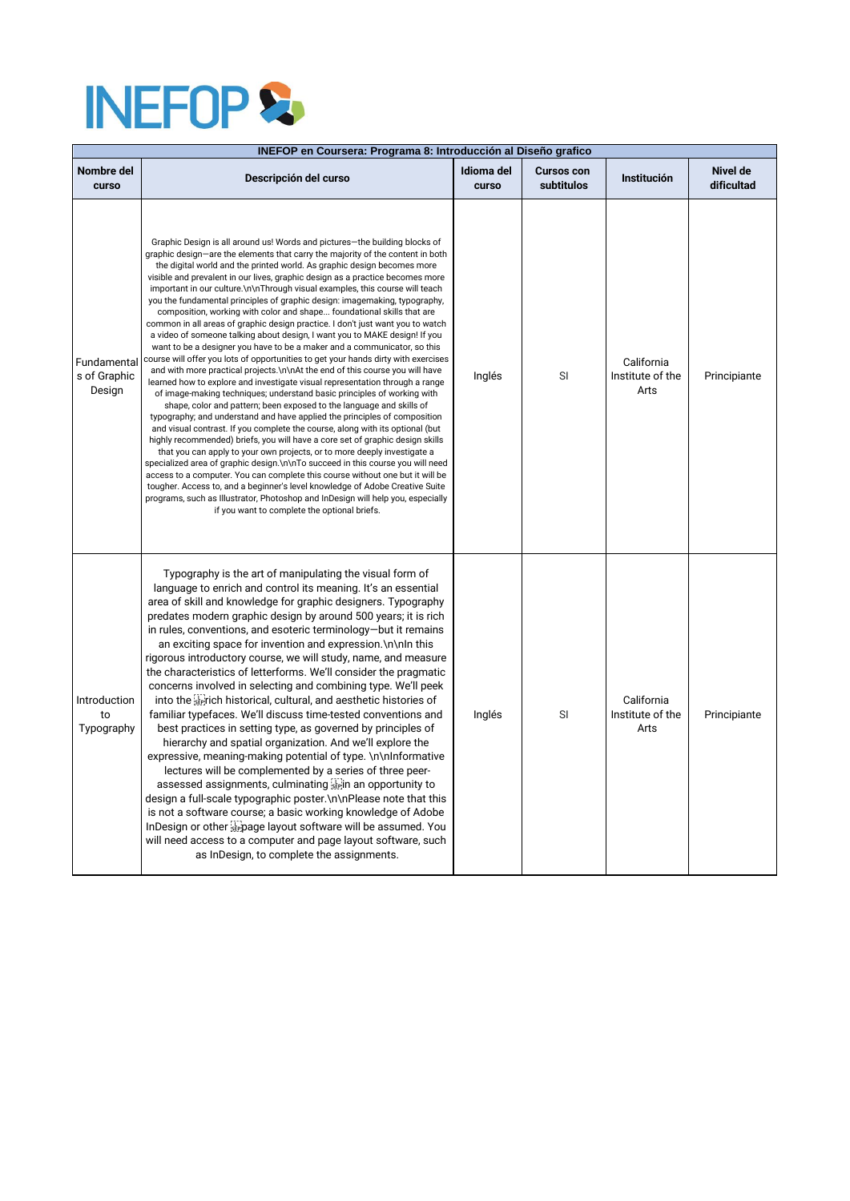INEFOP

| INEFOP en Coursera: Programa 8: Introducción al Diseño grafico | | | | | |
|---|---|---|---|---|---|
| **Nombre del curso** | **Descripción del curso** | **Idioma del curso** | **Cursos con subtitulos** | **Institución** | **Nivel de dificultad** |
| Fundamentals of Graphic Design | Graphic Design is all around us! Words and pictures—the building blocks of graphic design—are the elements that carry the majority of the content in both the digital world and the printed world. As graphic design becomes more visible and prevalent in our lives, graphic design as a practice becomes more important in our culture.\n\nThrough visual examples, this course will teach you the fundamental principles of graphic design: imagemaking, typography, composition, working with color and shape... foundational skills that are common in all areas of graphic design practice. I don't just want you to watch a video of someone talking about design, I want you to MAKE design! If you want to be a designer you have to be a maker and a communicator, so this course will offer you lots of opportunities to get your hands dirty with exercises and with more practical projects.\n\nAt the end of this course you will have learned how to explore and investigate visual representation through a range of image-making techniques; understand basic principles of working with shape, color and pattern; been exposed to the language and skills of typography; and understand and have applied the principles of composition and visual contrast. If you complete the course, along with its optional (but highly recommended) briefs, you will have a core set of graphic design skills that you can apply to your own projects, or to more deeply investigate a specialized area of graphic design.\n\nTo succeed in this course you will need access to a computer. You can complete this course without one but it will be tougher. Access to, and a beginner's level knowledge of Adobe Creative Suite programs, such as Illustrator, Photoshop and InDesign will help you, especially if you want to complete the optional briefs. | Inglés | SI | California Institute of the Arts | Principiante |
| Introduction to Typography | Typography is the art of manipulating the visual form of language to enrich and control its meaning. It's an essential area of skill and knowledge for graphic designers. Typography predates modern graphic design by around 500 years; it is rich in rules, conventions, and esoteric terminology—but it remains an exciting space for invention and expression.\n\nIn this rigorous introductory course, we will study, name, and measure the characteristics of letterforms. We'll consider the pragmatic concerns involved in selecting and combining type. We'll peek into the rich historical, cultural, and aesthetic histories of familiar typefaces. We'll discuss time-tested conventions and best practices in setting type, as governed by principles of hierarchy and spatial organization. And we'll explore the expressive, meaning-making potential of type. \n\nInformative lectures will be complemented by a series of three peer-assessed assignments, culminating in an opportunity to design a full-scale typographic poster.\n\nPlease note that this is not a software course; a basic working knowledge of Adobe InDesign or other page layout software will be assumed. You will need access to a computer and page layout software, such as InDesign, to complete the assignments. | Inglés | SI | California Institute of the Arts | Principiante |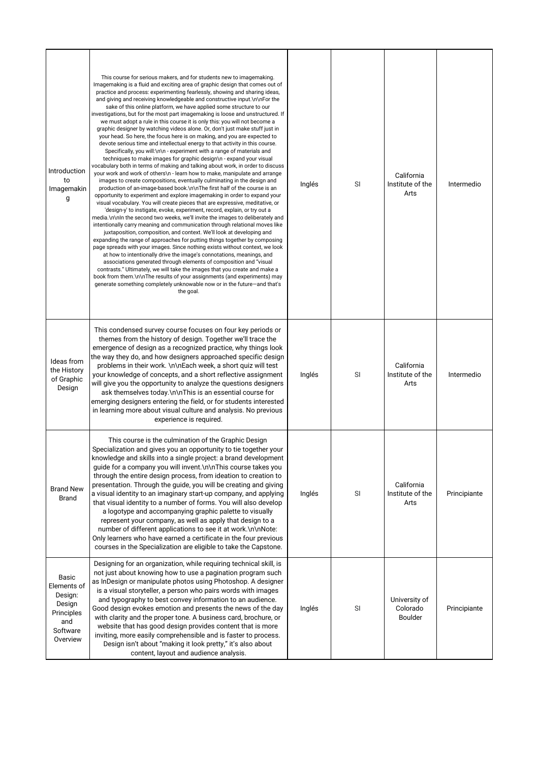| | | | | | |
|---|---|---|---|---|---|
| Introduction to Imagemaking | This course for serious makers, and for students new to imagemaking. Imagemaking is a fluid and exciting area of graphic design that comes out of practice and process: experimenting fearlessly, showing and sharing ideas, and giving and receiving knowledgeable and constructive input.\n\nFor the sake of this online platform, we have applied some structure to our investigations, but for the most part imagemaking is loose and unstructured. If we must adopt a rule in this course it is only this: you will not become a graphic designer by watching videos alone. Or, don't just make stuff just in your head. So here, the focus here is on making, and you are expected to devote serious time and intellectual energy to that activity in this course. Specifically, you will:\n\n - experiment with a range of materials and techniques to make images for graphic design\n - expand your visual vocabulary both in terms of making and talking about work, in order to discuss your work and work of others\n - learn how to make, manipulate and arrange images to create compositions, eventually culminating in the design and production of an-image-based book.\n\nThe first half of the course is an opportunity to experiment and explore imagemaking in order to expand your visual vocabulary. You will create pieces that are expressive, meditative, or 'design-y' to instigate, evoke, experiment, record, explain, or try out a media.\n\nIn the second two weeks, we'll invite the images to deliberately and intentionally carry meaning and communication through relational moves like juxtaposition, composition, and context. We'll look at developing and expanding the range of approaches for putting things together by composing page spreads with your images. Since nothing exists without context, we look at how to intentionally drive the image's connotations, meanings, and associations generated through elements of composition and "visual contrasts." Ultimately, we will take the images that you create and make a book from them.\n\nThe results of your assignments (and experiments) may generate something completely unknowable now or in the future—and that's the goal. | Inglés | SI | California Institute of the Arts | Intermedio |
| Ideas from the History of Graphic Design | This condensed survey course focuses on four key periods or themes from the history of design. Together we'll trace the emergence of design as a recognized practice, why things look the way they do, and how designers approached specific design problems in their work. \n\nEach week, a short quiz will test your knowledge of concepts, and a short reflective assignment will give you the opportunity to analyze the questions designers ask themselves today.\n\nThis is an essential course for emerging designers entering the field, or for students interested in learning more about visual culture and analysis. No previous experience is required. | Inglés | SI | California Institute of the Arts | Intermedio |
| Brand New Brand | This course is the culmination of the Graphic Design Specialization and gives you an opportunity to tie together your knowledge and skills into a single project: a brand development guide for a company you will invent.\n\nThis course takes you through the entire design process, from ideation to creation to presentation. Through the guide, you will be creating and giving a visual identity to an imaginary start-up company, and applying that visual identity to a number of forms. You will also develop a logotype and accompanying graphic palette to visually represent your company, as well as apply that design to a number of different applications to see it at work.\n\nNote: Only learners who have earned a certificate in the four previous courses in the Specialization are eligible to take the Capstone. | Inglés | SI | California Institute of the Arts | Principiante |
| Basic Elements of Design: Design Principles and Software Overview | Designing for an organization, while requiring technical skill, is not just about knowing how to use a pagination program such as InDesign or manipulate photos using Photoshop. A designer is a visual storyteller, a person who pairs words with images and typography to best convey information to an audience. Good design evokes emotion and presents the news of the day with clarity and the proper tone. A business card, brochure, or website that has good design provides content that is more inviting, more easily comprehensible and is faster to process. Design isn't about "making it look pretty," it's also about content, layout and audience analysis. | Inglés | SI | University of Colorado Boulder | Principiante |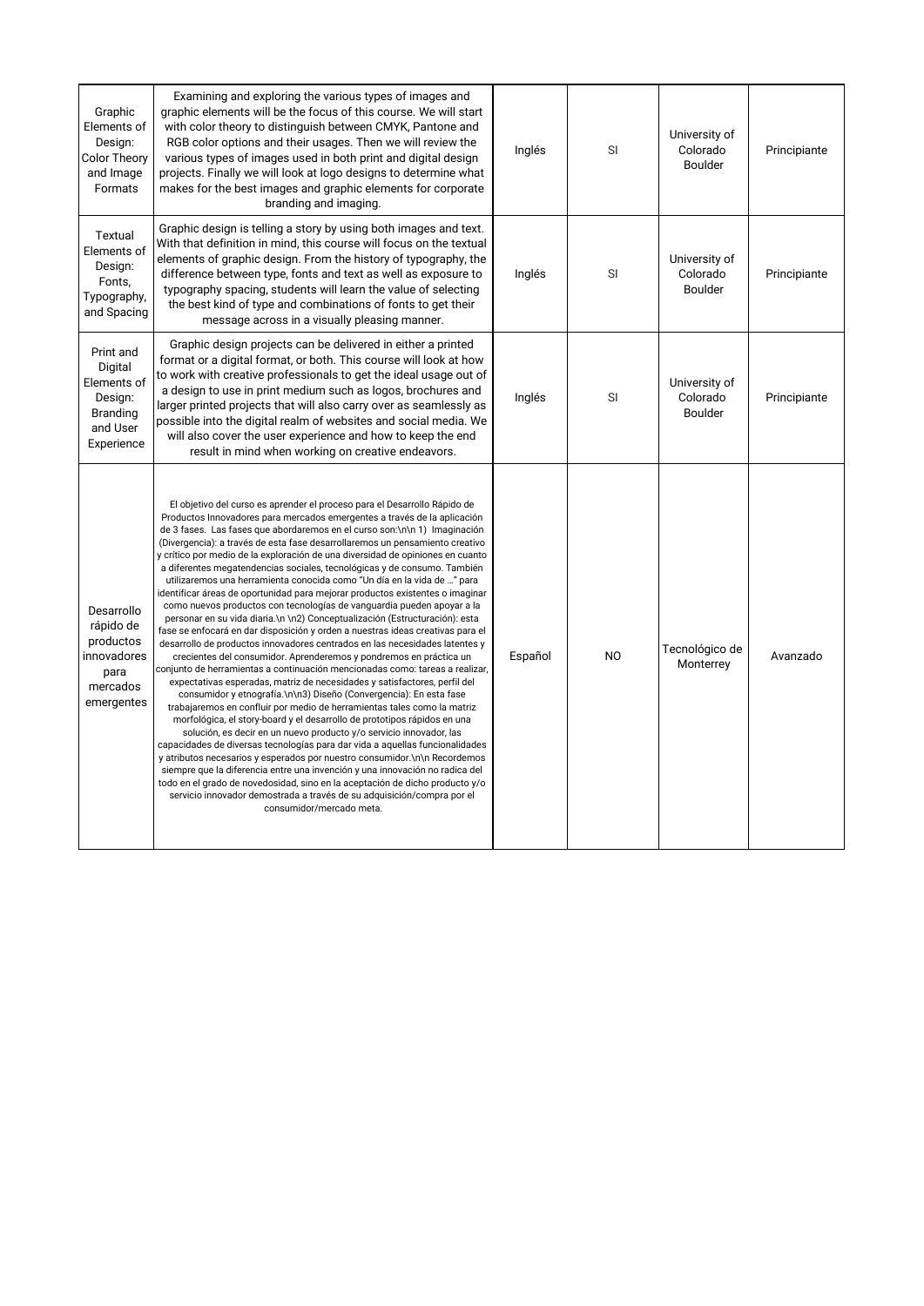| | | | | | |
|---|---|---|---|---|---|
| Graphic Elements of Design: Color Theory and Image Formats | Examining and exploring the various types of images and graphic elements will be the focus of this course. We will start with color theory to distinguish between CMYK, Pantone and RGB color options and their usages. Then we will review the various types of images used in both print and digital design projects. Finally we will look at logo designs to determine what makes for the best images and graphic elements for corporate branding and imaging. | Inglés | SI | University of Colorado Boulder | Principiante |
| Textual Elements of Design: Fonts, Typography, and Spacing | Graphic design is telling a story by using both images and text. With that definition in mind, this course will focus on the textual elements of graphic design. From the history of typography, the difference between type, fonts and text as well as exposure to typography spacing, students will learn the value of selecting the best kind of type and combinations of fonts to get their message across in a visually pleasing manner. | Inglés | SI | University of Colorado Boulder | Principiante |
| Print and Digital Elements of Design: Branding and User Experience | Graphic design projects can be delivered in either a printed format or a digital format, or both. This course will look at how to work with creative professionals to get the ideal usage out of a design to use in print medium such as logos, brochures and larger printed projects that will also carry over as seamlessly as possible into the digital realm of websites and social media. We will also cover the user experience and how to keep the end result in mind when working on creative endeavors. | Inglés | SI | University of Colorado Boulder | Principiante |
| Desarrollo rápido de productos innovadores para mercados emergentes | El objetivo del curso es aprender el proceso para el Desarrollo Rápido de Productos Innovadores para mercados emergentes a través de la aplicación de 3 fases. Las fases que abordaremos en el curso son:\n\n 1) Imaginación (Divergencia): a través de esta fase desarrollaremos un pensamiento creativo y crítico por medio de la exploración de una diversidad de opiniones en cuanto a diferentes megatendencias sociales, tecnológicas y de consumo. También utilizaremos una herramienta conocida como "Un día en la vida de …" para identificar áreas de oportunidad para mejorar productos existentes o imaginar como nuevos productos con tecnologías de vanguardia pueden apoyar a la personar en su vida diaria.\n \n2) Conceptualización (Estructuración): esta fase se enfocará en dar disposición y orden a nuestras ideas creativas para el desarrollo de productos innovadores centrados en las necesidades latentes y crecientes del consumidor. Aprenderemos y pondremos en práctica un conjunto de herramientas a continuación mencionadas como: tareas a realizar, expectativas esperadas, matriz de necesidades y satisfactores, perfil del consumidor y etnografía.\n\n3) Diseño (Convergencia): En esta fase trabajaremos en confluir por medio de herramientas tales como la matriz morfológica, el story-board y el desarrollo de prototipos rápidos en una solución, es decir en un nuevo producto y/o servicio innovador, las capacidades de diversas tecnologías para dar vida a aquellas funcionalidades y atributos necesarios y esperados por nuestro consumidor.\n\n Recordemos siempre que la diferencia entre una invención y una innovación no radica del todo en el grado de novedosidad, sino en la aceptación de dicho producto y/o servicio innovador demostrada a través de su adquisición/compra por el consumidor/mercado meta. | Español | NO | Tecnológico de Monterrey | Avanzado |